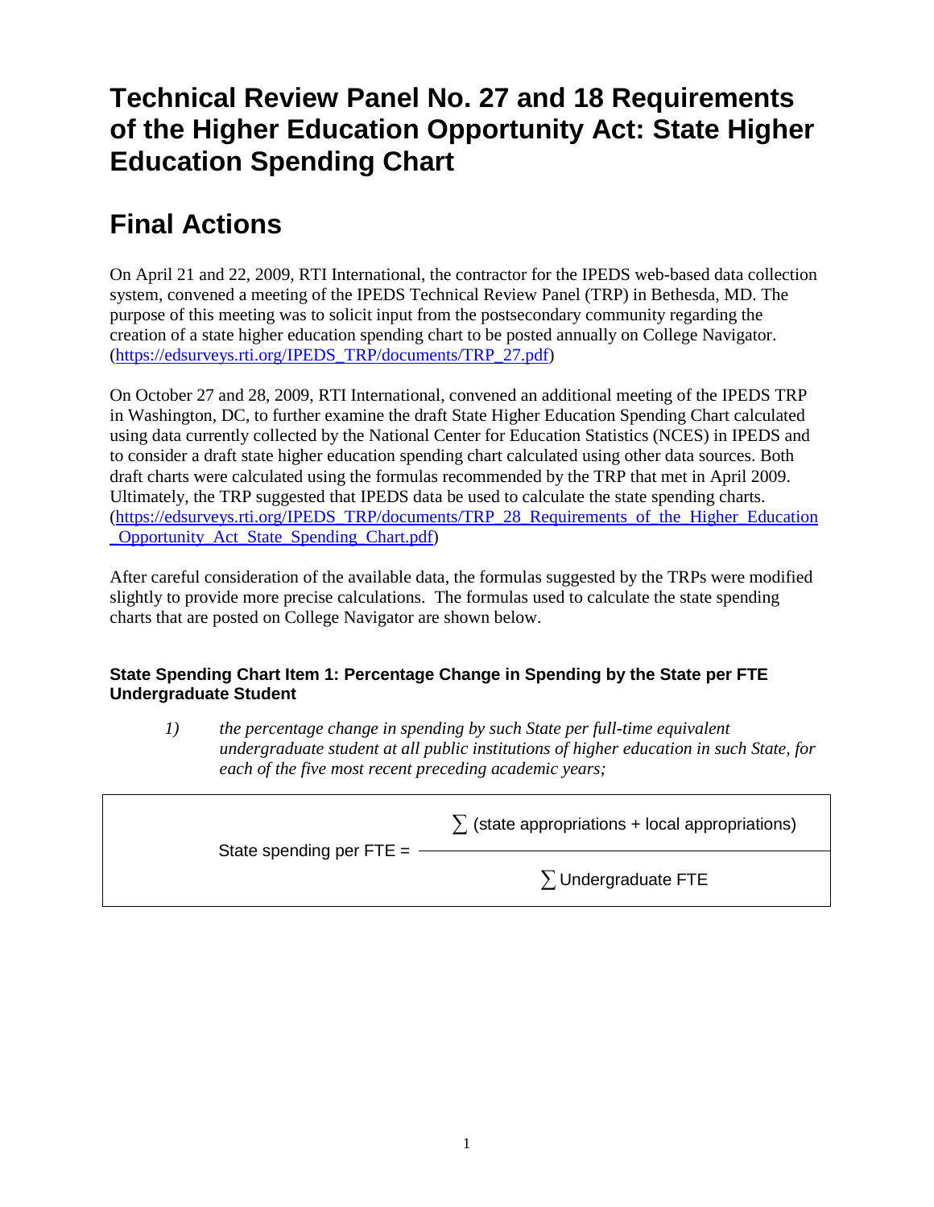# Technical Review Panel No. 27 and 18 Requirements of the Higher Education Opportunity Act: State Higher Education Spending Chart

# Final Actions

On April 21 and 22, 2009, RTI International, the contractor for the IPEDS web-based data collection system, convened a meeting of the IPEDS Technical Review Panel (TRP) in Bethesda, MD. The purpose of this meeting was to solicit input from the postsecondary community regarding the creation of a state higher education spending chart to be posted annually on College Navigator. (https://edsurveys.rti.org/IPEDS_TRP/documents/TRP_27.pdf)

On October 27 and 28, 2009, RTI International, convened an additional meeting of the IPEDS TRP in Washington, DC, to further examine the draft State Higher Education Spending Chart calculated using data currently collected by the National Center for Education Statistics (NCES) in IPEDS and to consider a draft state higher education spending chart calculated using other data sources. Both draft charts were calculated using the formulas recommended by the TRP that met in April 2009. Ultimately, the TRP suggested that IPEDS data be used to calculate the state spending charts. (https://edsurveys.rti.org/IPEDS_TRP/documents/TRP_28_Requirements_of_the_Higher_Education_Opportunity_Act_State_Spending_Chart.pdf)

After careful consideration of the available data, the formulas suggested by the TRPs were modified slightly to provide more precise calculations. The formulas used to calculate the state spending charts that are posted on College Navigator are shown below.

#### State Spending Chart Item 1: Percentage Change in Spending by the State per FTE Undergraduate Student

> 1) *the percentage change in spending by such State per full-time equivalent undergraduate student at all public institutions of higher education in such State, for each of the five most recent preceding academic years;*

$$\text{State spending per FTE} = \frac{\sum (\text{state appropriations} + \text{local appropriations})}{\sum \text{Undergraduate FTE}}$$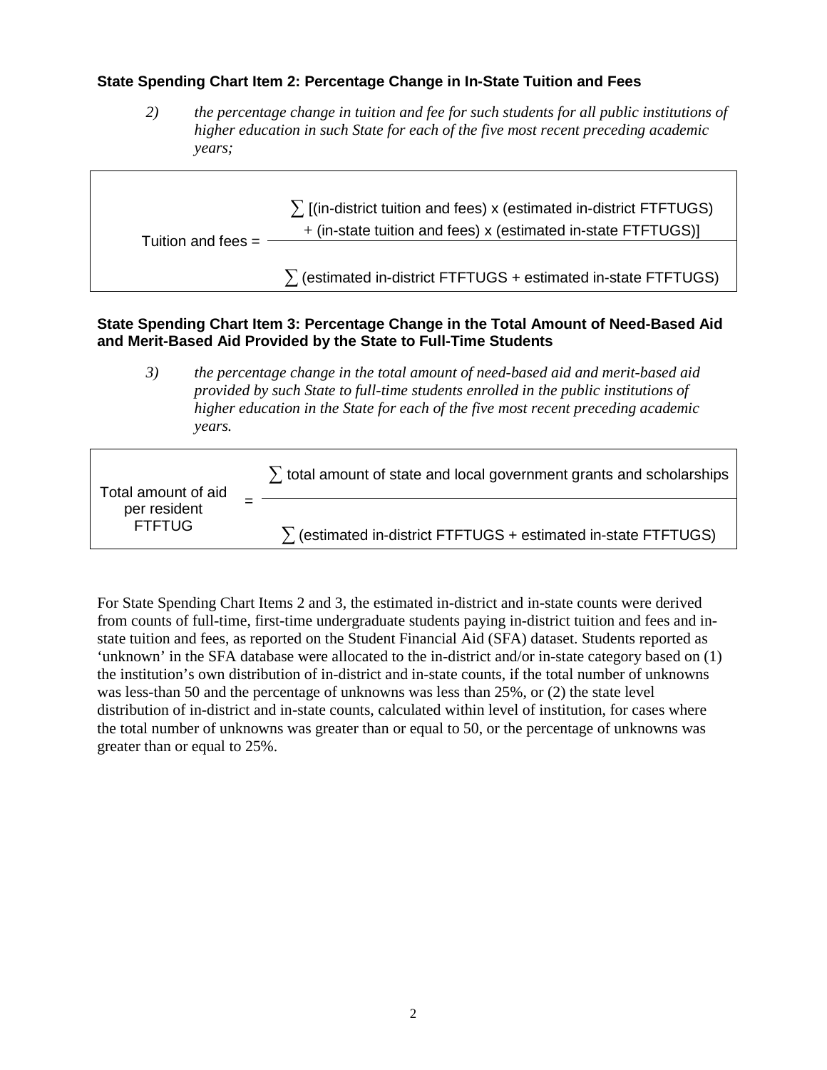**State Spending Chart Item 2: Percentage Change in In-State Tuition and Fees**

> *2) the percentage change in tuition and fee for such students for all public institutions of higher education in such State for each of the five most recent preceding academic years;*

$$\text{Tuition and fees} = \frac{\sum [(\text{in-district tuition and fees}) \times (\text{estimated in-district FTFTUGS}) + (\text{in-state tuition and fees}) \times (\text{estimated in-state FTFTUGS})]}{\sum (\text{estimated in-district FTFTUGS} + \text{estimated in-state FTFTUGS})}$$

**State Spending Chart Item 3: Percentage Change in the Total Amount of Need-Based Aid and Merit-Based Aid Provided by the State to Full-Time Students**

> *3) the percentage change in the total amount of need-based aid and merit-based aid provided by such State to full-time students enrolled in the public institutions of higher education in the State for each of the five most recent preceding academic years.*

$$\text{Total amount of aid per resident FTFTUG} = \frac{\sum \text{total amount of state and local government grants and scholarships}}{\sum (\text{estimated in-district FTFTUGS} + \text{estimated in-state FTFTUGS})}$$

For State Spending Chart Items 2 and 3, the estimated in-district and in-state counts were derived from counts of full-time, first-time undergraduate students paying in-district tuition and fees and in-state tuition and fees, as reported on the Student Financial Aid (SFA) dataset. Students reported as 'unknown' in the SFA database were allocated to the in-district and/or in-state category based on (1) the institution's own distribution of in-district and in-state counts, if the total number of unknowns was less-than 50 and the percentage of unknowns was less than 25%, or (2) the state level distribution of in-district and in-state counts, calculated within level of institution, for cases where the total number of unknowns was greater than or equal to 50, or the percentage of unknowns was greater than or equal to 25%.